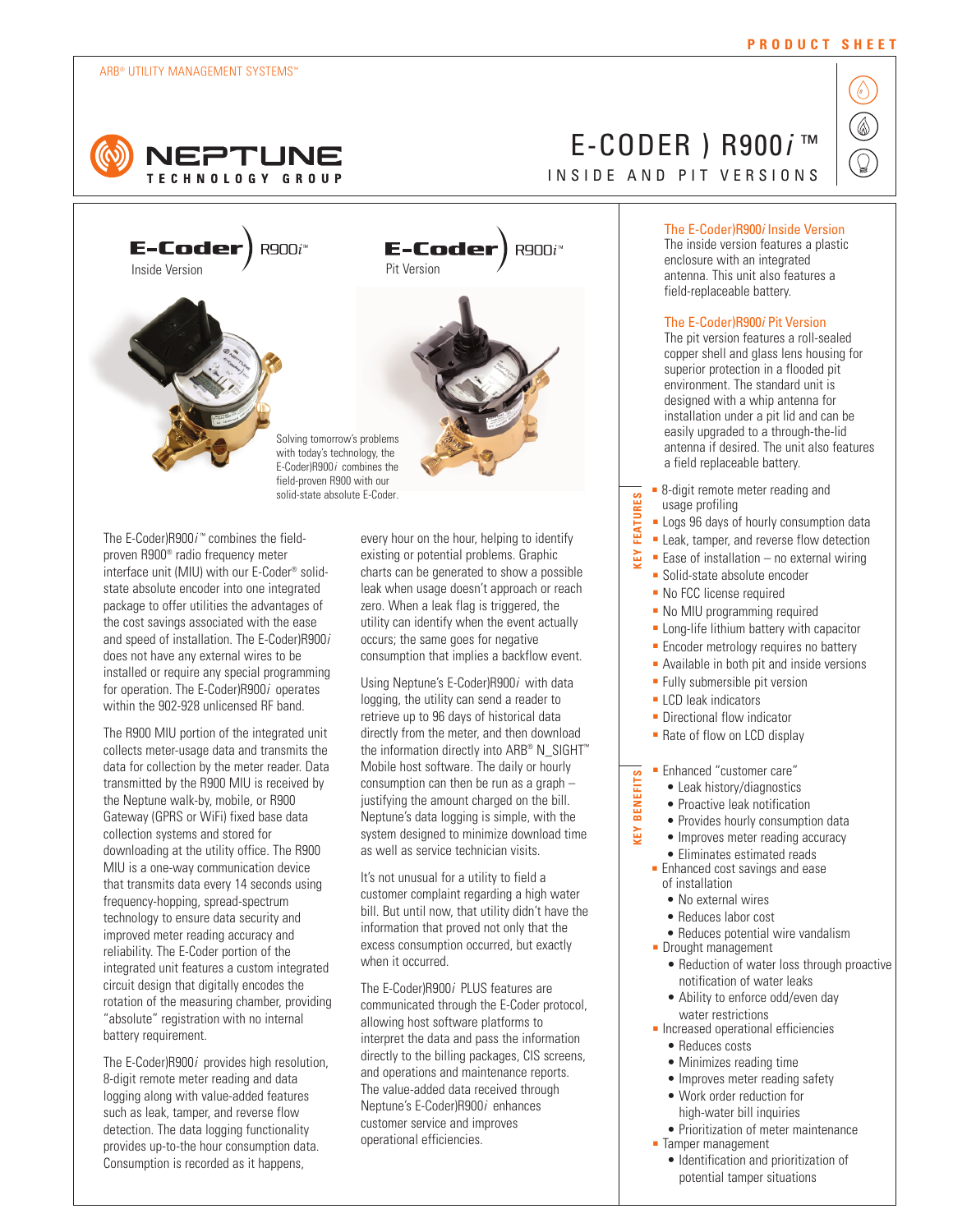ARB® UTILITY MANAGEMENT SYSTEMS™

PRODUCT SHEET

# E-CODER ) R900*i*™

## INSIDE AND PIT VERSIONS

**E-Coder)** R900*i*™
Inside Version

**E-Coder)** R900*i*™
Pit Version

Solving tomorrow's problems with today's technology, the E-Coder)R900*i* combines the field-proven R900 with our solid-state absolute E-Coder.

The E-Coder)R900*i*™ combines the field-proven R900® radio frequency meter interface unit (MIU) with our E-Coder® solid-state absolute encoder into one integrated package to offer utilities the advantages of the cost savings associated with the ease and speed of installation. The E-Coder)R900*i* does not have any external wires to be installed or require any special programming for operation. The E-Coder)R900*i* operates within the 902-928 unlicensed RF band.

The R900 MIU portion of the integrated unit collects meter-usage data and transmits the data for collection by the meter reader. Data transmitted by the R900 MIU is received by the Neptune walk-by, mobile, or R900 Gateway (GPRS or WiFi) fixed base data collection systems and stored for downloading at the utility office. The R900 MIU is a one-way communication device that transmits data every 14 seconds using frequency-hopping, spread-spectrum technology to ensure data security and improved meter reading accuracy and reliability. The E-Coder portion of the integrated unit features a custom integrated circuit design that digitally encodes the rotation of the measuring chamber, providing "absolute" registration with no internal battery requirement.

The E-Coder)R900*i* provides high resolution, 8-digit remote meter reading and data logging along with value-added features such as leak, tamper, and reverse flow detection. The data logging functionality provides up-to-the hour consumption data. Consumption is recorded as it happens, every hour on the hour, helping to identify existing or potential problems. Graphic charts can be generated to show a possible leak when usage doesn't approach or reach zero. When a leak flag is triggered, the utility can identify when the event actually occurs; the same goes for negative consumption that implies a backflow event.

Using Neptune's E-Coder)R900*i* with data logging, the utility can send a reader to retrieve up to 96 days of historical data directly from the meter, and then download the information directly into ARB® N_SIGHT™ Mobile host software. The daily or hourly consumption can then be run as a graph – justifying the amount charged on the bill. Neptune's data logging is simple, with the system designed to minimize download time as well as service technician visits.

It's not unusual for a utility to field a customer complaint regarding a high water bill. But until now, that utility didn't have the information that proved not only that the excess consumption occurred, but exactly when it occurred.

The E-Coder)R900*i* PLUS features are communicated through the E-Coder protocol, allowing host software platforms to interpret the data and pass the information directly to the billing packages, CIS screens, and operations and maintenance reports. The value-added data received through Neptune's E-Coder)R900*i* enhances customer service and improves operational efficiencies.

### The E-Coder)R900*i* Inside Version

The inside version features a plastic enclosure with an integrated antenna. This unit also features a field-replaceable battery.

### The E-Coder)R900*i* Pit Version

The pit version features a roll-sealed copper shell and glass lens housing for superior protection in a flooded pit environment. The standard unit is designed with a whip antenna for installation under a pit lid and can be easily upgraded to a through-the-lid antenna if desired. The unit also features a field replaceable battery.

### KEY FEATURES

- 8-digit remote meter reading and usage profiling
- Logs 96 days of hourly consumption data
- Leak, tamper, and reverse flow detection
- Ease of installation – no external wiring
- Solid-state absolute encoder
- No FCC license required
- No MIU programming required
- Long-life lithium battery with capacitor
- Encoder metrology requires no battery
- Available in both pit and inside versions
- Fully submersible pit version
- LCD leak indicators
- Directional flow indicator
- Rate of flow on LCD display

### KEY BENEFITS

- Enhanced "customer care"
  - Leak history/diagnostics
  - Proactive leak notification
  - Provides hourly consumption data
  - Improves meter reading accuracy
  - Eliminates estimated reads
- Enhanced cost savings and ease of installation
  - No external wires
  - Reduces labor cost
  - Reduces potential wire vandalism
- Drought management
  - Reduction of water loss through proactive notification of water leaks
  - Ability to enforce odd/even day water restrictions
- Increased operational efficiencies
  - Reduces costs
  - Minimizes reading time
  - Improves meter reading safety
  - Work order reduction for high-water bill inquiries
  - Prioritization of meter maintenance
- Tamper management
  - Identification and prioritization of potential tamper situations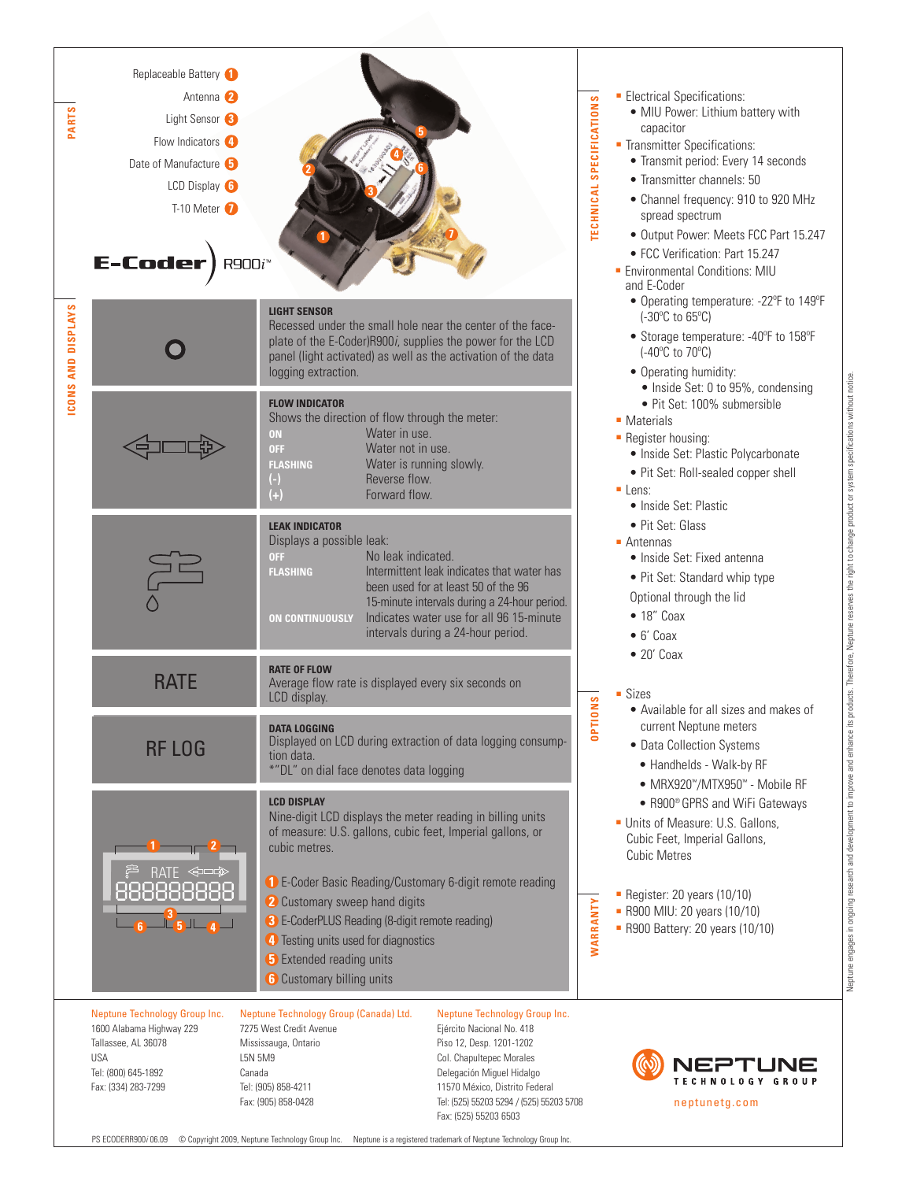## PARTS

1. Replaceable Battery
2. Antenna
3. Light Sensor
4. Flow Indicators
5. Date of Manufacture
6. LCD Display
7. T-10 Meter

**E-Coder** R900*i*™

## ICONS AND DISPLAYS

| Icon | Description |
|---|---|
| ○ | **LIGHT SENSOR**<br>Recessed under the small hole near the center of the face-plate of the E-Coder)R900*i*, supplies the power for the LCD panel (light activated) as well as the activation of the data logging extraction. |
| (flow arrows) | **FLOW INDICATOR**<br>Shows the direction of flow through the meter:<br>**ON** Water in use.<br>**OFF** Water not in use.<br>**FLASHING** Water is running slowly.<br>**(-)** Reverse flow.<br>**(+)** Forward flow. |
| (faucet) | **LEAK INDICATOR**<br>Displays a possible leak:<br>**OFF** No leak indicated.<br>**FLASHING** Intermittent leak indicates that water has been used for at least 50 of the 96 15-minute intervals during a 24-hour period.<br>**ON CONTINUOUSLY** Indicates water use for all 96 15-minute intervals during a 24-hour period. |
| RATE | **RATE OF FLOW**<br>Average flow rate is displayed every six seconds on LCD display. |
| RF LOG | **DATA LOGGING**<br>Displayed on LCD during extraction of data logging consumption data.<br>*"DL" on dial face denotes data logging |
| RATE 888888888 | **LCD DISPLAY**<br>Nine-digit LCD displays the meter reading in billing units of measure: U.S. gallons, cubic feet, Imperial gallons, or cubic metres.<br>1 E-Coder Basic Reading/Customary 6-digit remote reading<br>2 Customary sweep hand digits<br>3 E-CoderPLUS Reading (8-digit remote reading)<br>4 Testing units used for diagnostics<br>5 Extended reading units<br>6 Customary billing units |

## TECHNICAL SPECIFICATIONS

- Electrical Specifications:
  - MIU Power: Lithium battery with capacitor
- Transmitter Specifications:
  - Transmit period: Every 14 seconds
  - Transmitter channels: 50
  - Channel frequency: 910 to 920 MHz spread spectrum
  - Output Power: Meets FCC Part 15.247
  - FCC Verification: Part 15.247
- Environmental Conditions: MIU and E-Coder
  - Operating temperature: -22ºF to 149ºF (-30ºC to 65ºC)
  - Storage temperature: -40ºF to 158ºF (-40ºC to 70ºC)
  - Operating humidity:
    - Inside Set: 0 to 95%, condensing
    - Pit Set: 100% submersible
- Materials
- Register housing:
  - Inside Set: Plastic Polycarbonate
  - Pit Set: Roll-sealed copper shell
- Lens:
  - Inside Set: Plastic
  - Pit Set: Glass
- Antennas
  - Inside Set: Fixed antenna
  - Pit Set: Standard whip type

  Optional through the lid
  - 18" Coax
  - 6' Coax
  - 20' Coax

## OPTIONS

- Sizes
  - Available for all sizes and makes of current Neptune meters
  - Data Collection Systems
    - Handhelds - Walk-by RF
    - MRX920™/MTX950™ - Mobile RF
    - R900® GPRS and WiFi Gateways
- Units of Measure: U.S. Gallons, Cubic Feet, Imperial Gallons, Cubic Metres

## WARRANTY

- Register: 20 years (10/10)
- R900 MIU: 20 years (10/10)
- R900 Battery: 20 years (10/10)

Neptune engages in ongoing research and development to improve and enhance its products. Therefore, Neptune reserves the right to change product or system specifications without notice.

**Neptune Technology Group Inc.**
1600 Alabama Highway 229
Tallassee, AL 36078
USA
Tel: (800) 645-1892
Fax: (334) 283-7299

**Neptune Technology Group (Canada) Ltd.**
7275 West Credit Avenue
Mississauga, Ontario
L5N 5M9
Canada
Tel: (905) 858-4211
Fax: (905) 858-0428

**Neptune Technology Group Inc.**
Ejército Nacional No. 418
Piso 12, Desp. 1201-1202
Col. Chapultepec Morales
Delegación Miguel Hidalgo
11570 México, Distrito Federal
Tel: (525) 55203 5294 / (525) 55203 5708
Fax: (525) 55203 6503

NEPTUNE TECHNOLOGY GROUP
neptunetg.com

PS ECODERR900/06.09 © Copyright 2009, Neptune Technology Group Inc. Neptune is a registered trademark of Neptune Technology Group Inc.